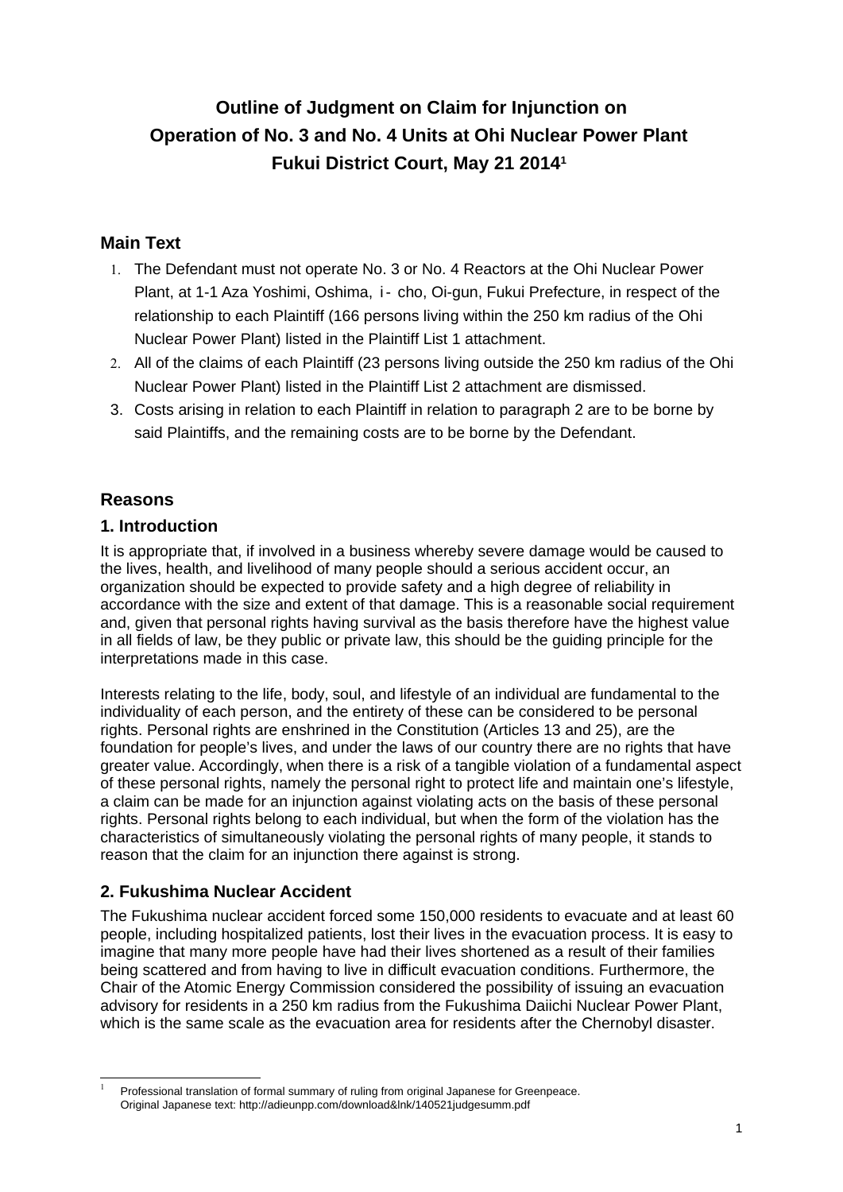# Outline of Judgment on Claim for Injunction on Operation of No. 3 and No. 4 Units at Ohi Nuclear Power Plant Fukui District Court, May 21 2014[1]

## Main Text

1. The Defendant must not operate No. 3 or No. 4 Reactors at the Ohi Nuclear Power Plant, at 1-1 Aza Yoshimi, Oshima, i - cho, Oi-gun, Fukui Prefecture, in respect of the relationship to each Plaintiff (166 persons living within the 250 km radius of the Ohi Nuclear Power Plant) listed in the Plaintiff List 1 attachment.
2. All of the claims of each Plaintiff (23 persons living outside the 250 km radius of the Ohi Nuclear Power Plant) listed in the Plaintiff List 2 attachment are dismissed.
3. Costs arising in relation to each Plaintiff in relation to paragraph 2 are to be borne by said Plaintiffs, and the remaining costs are to be borne by the Defendant.

## Reasons

### 1. Introduction

It is appropriate that, if involved in a business whereby severe damage would be caused to the lives, health, and livelihood of many people should a serious accident occur, an organization should be expected to provide safety and a high degree of reliability in accordance with the size and extent of that damage. This is a reasonable social requirement and, given that personal rights having survival as the basis therefore have the highest value in all fields of law, be they public or private law, this should be the guiding principle for the interpretations made in this case.

Interests relating to the life, body, soul, and lifestyle of an individual are fundamental to the individuality of each person, and the entirety of these can be considered to be personal rights. Personal rights are enshrined in the Constitution (Articles 13 and 25), are the foundation for people's lives, and under the laws of our country there are no rights that have greater value. Accordingly, when there is a risk of a tangible violation of a fundamental aspect of these personal rights, namely the personal right to protect life and maintain one's lifestyle, a claim can be made for an injunction against violating acts on the basis of these personal rights. Personal rights belong to each individual, but when the form of the violation has the characteristics of simultaneously violating the personal rights of many people, it stands to reason that the claim for an injunction there against is strong.

### 2. Fukushima Nuclear Accident

The Fukushima nuclear accident forced some 150,000 residents to evacuate and at least 60 people, including hospitalized patients, lost their lives in the evacuation process. It is easy to imagine that many more people have had their lives shortened as a result of their families being scattered and from having to live in difficult evacuation conditions. Furthermore, the Chair of the Atomic Energy Commission considered the possibility of issuing an evacuation advisory for residents in a 250 km radius from the Fukushima Daiichi Nuclear Power Plant, which is the same scale as the evacuation area for residents after the Chernobyl disaster.

---

[1] Professional translation of formal summary of ruling from original Japanese for Greenpeace. Original Japanese text: http://adieunpp.com/download&lnk/140521judgesumm.pdf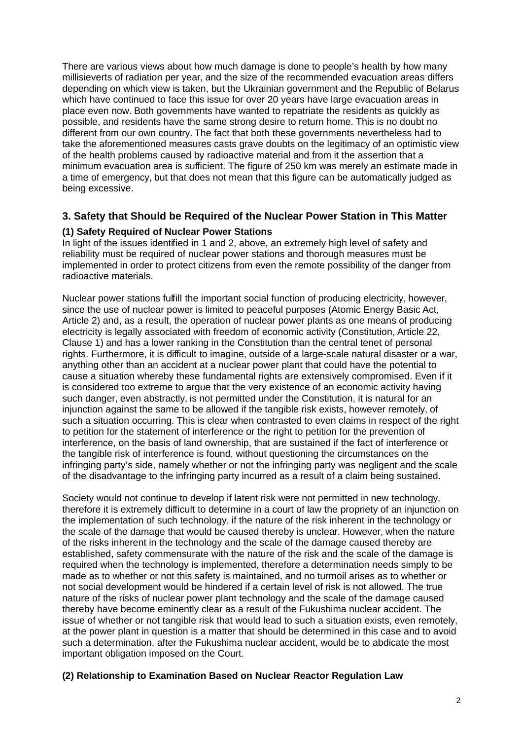There are various views about how much damage is done to people's health by how many millisieverts of radiation per year, and the size of the recommended evacuation areas differs depending on which view is taken, but the Ukrainian government and the Republic of Belarus which have continued to face this issue for over 20 years have large evacuation areas in place even now. Both governments have wanted to repatriate the residents as quickly as possible, and residents have the same strong desire to return home. This is no doubt no different from our own country. The fact that both these governments nevertheless had to take the aforementioned measures casts grave doubts on the legitimacy of an optimistic view of the health problems caused by radioactive material and from it the assertion that a minimum evacuation area is sufficient. The figure of 250 km was merely an estimate made in a time of emergency, but that does not mean that this figure can be automatically judged as being excessive.

## 3. Safety that Should be Required of the Nuclear Power Station in This Matter

### (1) Safety Required of Nuclear Power Stations

In light of the issues identified in 1 and 2, above, an extremely high level of safety and reliability must be required of nuclear power stations and thorough measures must be implemented in order to protect citizens from even the remote possibility of the danger from radioactive materials.

Nuclear power stations fulfill the important social function of producing electricity, however, since the use of nuclear power is limited to peaceful purposes (Atomic Energy Basic Act, Article 2) and, as a result, the operation of nuclear power plants as one means of producing electricity is legally associated with freedom of economic activity (Constitution, Article 22, Clause 1) and has a lower ranking in the Constitution than the central tenet of personal rights. Furthermore, it is difficult to imagine, outside of a large-scale natural disaster or a war, anything other than an accident at a nuclear power plant that could have the potential to cause a situation whereby these fundamental rights are extensively compromised. Even if it is considered too extreme to argue that the very existence of an economic activity having such danger, even abstractly, is not permitted under the Constitution, it is natural for an injunction against the same to be allowed if the tangible risk exists, however remotely, of such a situation occurring. This is clear when contrasted to even claims in respect of the right to petition for the statement of interference or the right to petition for the prevention of interference, on the basis of land ownership, that are sustained if the fact of interference or the tangible risk of interference is found, without questioning the circumstances on the infringing party's side, namely whether or not the infringing party was negligent and the scale of the disadvantage to the infringing party incurred as a result of a claim being sustained.

Society would not continue to develop if latent risk were not permitted in new technology, therefore it is extremely difficult to determine in a court of law the propriety of an injunction on the implementation of such technology, if the nature of the risk inherent in the technology or the scale of the damage that would be caused thereby is unclear. However, when the nature of the risks inherent in the technology and the scale of the damage caused thereby are established, safety commensurate with the nature of the risk and the scale of the damage is required when the technology is implemented, therefore a determination needs simply to be made as to whether or not this safety is maintained, and no turmoil arises as to whether or not social development would be hindered if a certain level of risk is not allowed. The true nature of the risks of nuclear power plant technology and the scale of the damage caused thereby have become eminently clear as a result of the Fukushima nuclear accident. The issue of whether or not tangible risk that would lead to such a situation exists, even remotely, at the power plant in question is a matter that should be determined in this case and to avoid such a determination, after the Fukushima nuclear accident, would be to abdicate the most important obligation imposed on the Court.

### (2) Relationship to Examination Based on Nuclear Reactor Regulation Law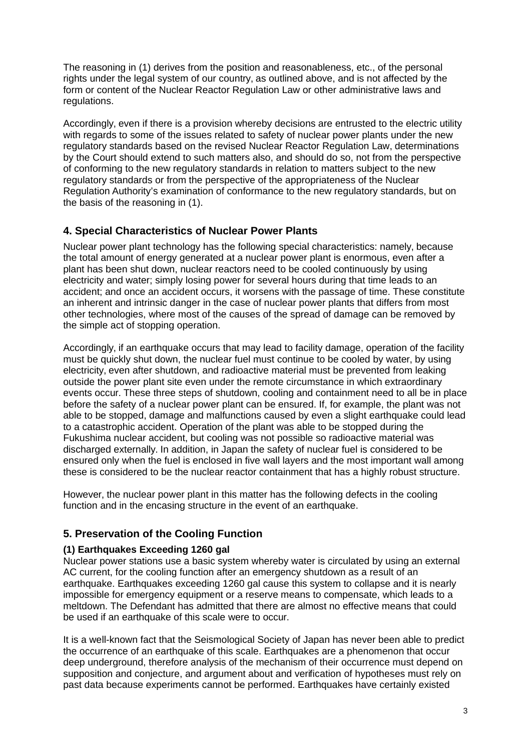The reasoning in (1) derives from the position and reasonableness, etc., of the personal rights under the legal system of our country, as outlined above, and is not affected by the form or content of the Nuclear Reactor Regulation Law or other administrative laws and regulations.

Accordingly, even if there is a provision whereby decisions are entrusted to the electric utility with regards to some of the issues related to safety of nuclear power plants under the new regulatory standards based on the revised Nuclear Reactor Regulation Law, determinations by the Court should extend to such matters also, and should do so, not from the perspective of conforming to the new regulatory standards in relation to matters subject to the new regulatory standards or from the perspective of the appropriateness of the Nuclear Regulation Authority's examination of conformance to the new regulatory standards, but on the basis of the reasoning in (1).

## 4. Special Characteristics of Nuclear Power Plants

Nuclear power plant technology has the following special characteristics: namely, because the total amount of energy generated at a nuclear power plant is enormous, even after a plant has been shut down, nuclear reactors need to be cooled continuously by using electricity and water; simply losing power for several hours during that time leads to an accident; and once an accident occurs, it worsens with the passage of time. These constitute an inherent and intrinsic danger in the case of nuclear power plants that differs from most other technologies, where most of the causes of the spread of damage can be removed by the simple act of stopping operation.

Accordingly, if an earthquake occurs that may lead to facility damage, operation of the facility must be quickly shut down, the nuclear fuel must continue to be cooled by water, by using electricity, even after shutdown, and radioactive material must be prevented from leaking outside the power plant site even under the remote circumstance in which extraordinary events occur. These three steps of shutdown, cooling and containment need to all be in place before the safety of a nuclear power plant can be ensured. If, for example, the plant was not able to be stopped, damage and malfunctions caused by even a slight earthquake could lead to a catastrophic accident. Operation of the plant was able to be stopped during the Fukushima nuclear accident, but cooling was not possible so radioactive material was discharged externally. In addition, in Japan the safety of nuclear fuel is considered to be ensured only when the fuel is enclosed in five wall layers and the most important wall among these is considered to be the nuclear reactor containment that has a highly robust structure.

However, the nuclear power plant in this matter has the following defects in the cooling function and in the encasing structure in the event of an earthquake.

## 5. Preservation of the Cooling Function

### (1) Earthquakes Exceeding 1260 gal

Nuclear power stations use a basic system whereby water is circulated by using an external AC current, for the cooling function after an emergency shutdown as a result of an earthquake. Earthquakes exceeding 1260 gal cause this system to collapse and it is nearly impossible for emergency equipment or a reserve means to compensate, which leads to a meltdown. The Defendant has admitted that there are almost no effective means that could be used if an earthquake of this scale were to occur.

It is a well-known fact that the Seismological Society of Japan has never been able to predict the occurrence of an earthquake of this scale. Earthquakes are a phenomenon that occur deep underground, therefore analysis of the mechanism of their occurrence must depend on supposition and conjecture, and argument about and verification of hypotheses must rely on past data because experiments cannot be performed. Earthquakes have certainly existed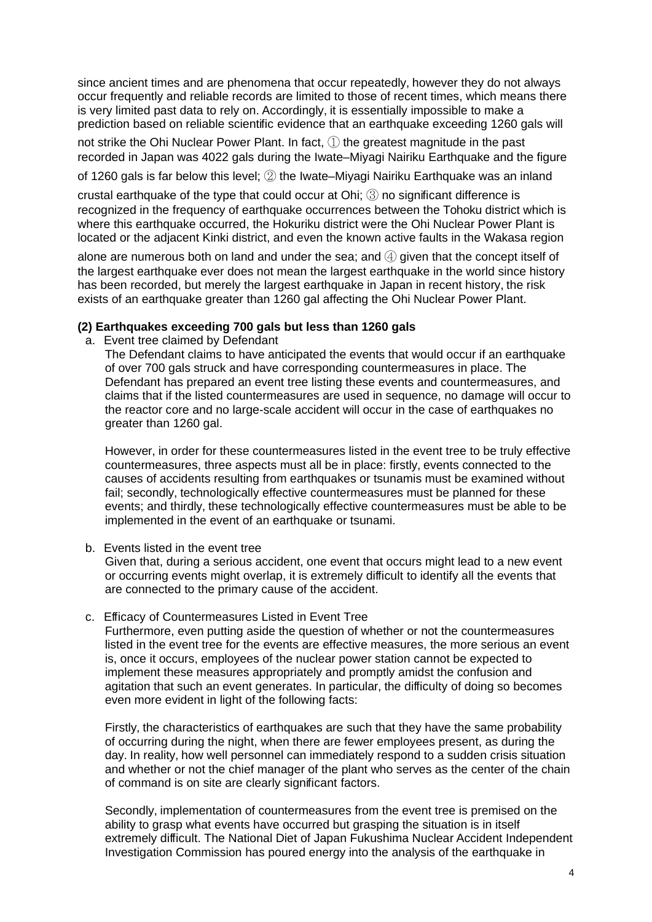since ancient times and are phenomena that occur repeatedly, however they do not always occur frequently and reliable records are limited to those of recent times, which means there is very limited past data to rely on. Accordingly, it is essentially impossible to make a prediction based on reliable scientific evidence that an earthquake exceeding 1260 gals will not strike the Ohi Nuclear Power Plant. In fact, ① the greatest magnitude in the past recorded in Japan was 4022 gals during the Iwate–Miyagi Nairiku Earthquake and the figure of 1260 gals is far below this level; ② the Iwate–Miyagi Nairiku Earthquake was an inland crustal earthquake of the type that could occur at Ohi; ③ no significant difference is recognized in the frequency of earthquake occurrences between the Tohoku district which is where this earthquake occurred, the Hokuriku district were the Ohi Nuclear Power Plant is located or the adjacent Kinki district, and even the known active faults in the Wakasa region alone are numerous both on land and under the sea; and ④ given that the concept itself of the largest earthquake ever does not mean the largest earthquake in the world since history has been recorded, but merely the largest earthquake in Japan in recent history, the risk exists of an earthquake greater than 1260 gal affecting the Ohi Nuclear Power Plant.

### (2) Earthquakes exceeding 700 gals but less than 1260 gals

a. Event tree claimed by Defendant

The Defendant claims to have anticipated the events that would occur if an earthquake of over 700 gals struck and have corresponding countermeasures in place. The Defendant has prepared an event tree listing these events and countermeasures, and claims that if the listed countermeasures are used in sequence, no damage will occur to the reactor core and no large-scale accident will occur in the case of earthquakes no greater than 1260 gal.

However, in order for these countermeasures listed in the event tree to be truly effective countermeasures, three aspects must all be in place: firstly, events connected to the causes of accidents resulting from earthquakes or tsunamis must be examined without fail; secondly, technologically effective countermeasures must be planned for these events; and thirdly, these technologically effective countermeasures must be able to be implemented in the event of an earthquake or tsunami.

b. Events listed in the event tree

Given that, during a serious accident, one event that occurs might lead to a new event or occurring events might overlap, it is extremely difficult to identify all the events that are connected to the primary cause of the accident.

c. Efficacy of Countermeasures Listed in Event Tree

Furthermore, even putting aside the question of whether or not the countermeasures listed in the event tree for the events are effective measures, the more serious an event is, once it occurs, employees of the nuclear power station cannot be expected to implement these measures appropriately and promptly amidst the confusion and agitation that such an event generates. In particular, the difficulty of doing so becomes even more evident in light of the following facts:

Firstly, the characteristics of earthquakes are such that they have the same probability of occurring during the night, when there are fewer employees present, as during the day. In reality, how well personnel can immediately respond to a sudden crisis situation and whether or not the chief manager of the plant who serves as the center of the chain of command is on site are clearly significant factors.

Secondly, implementation of countermeasures from the event tree is premised on the ability to grasp what events have occurred but grasping the situation is in itself extremely difficult. The National Diet of Japan Fukushima Nuclear Accident Independent Investigation Commission has poured energy into the analysis of the earthquake in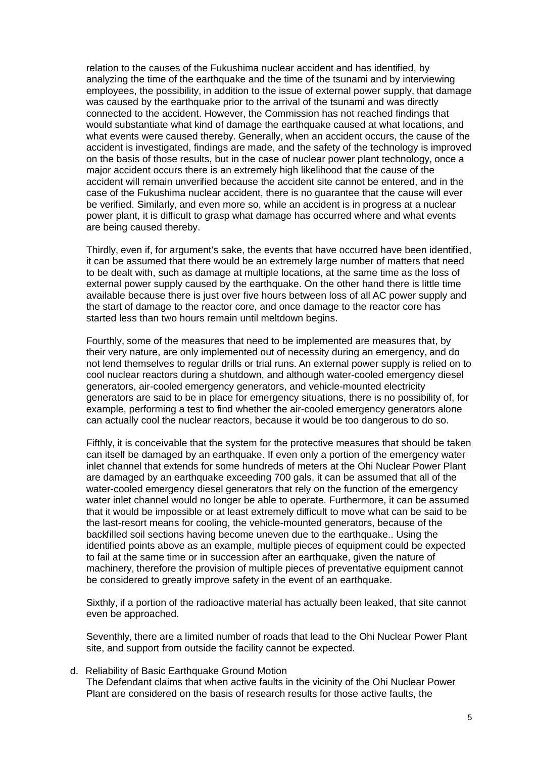relation to the causes of the Fukushima nuclear accident and has identified, by analyzing the time of the earthquake and the time of the tsunami and by interviewing employees, the possibility, in addition to the issue of external power supply, that damage was caused by the earthquake prior to the arrival of the tsunami and was directly connected to the accident. However, the Commission has not reached findings that would substantiate what kind of damage the earthquake caused at what locations, and what events were caused thereby. Generally, when an accident occurs, the cause of the accident is investigated, findings are made, and the safety of the technology is improved on the basis of those results, but in the case of nuclear power plant technology, once a major accident occurs there is an extremely high likelihood that the cause of the accident will remain unverified because the accident site cannot be entered, and in the case of the Fukushima nuclear accident, there is no guarantee that the cause will ever be verified. Similarly, and even more so, while an accident is in progress at a nuclear power plant, it is difficult to grasp what damage has occurred where and what events are being caused thereby.

Thirdly, even if, for argument's sake, the events that have occurred have been identified, it can be assumed that there would be an extremely large number of matters that need to be dealt with, such as damage at multiple locations, at the same time as the loss of external power supply caused by the earthquake. On the other hand there is little time available because there is just over five hours between loss of all AC power supply and the start of damage to the reactor core, and once damage to the reactor core has started less than two hours remain until meltdown begins.

Fourthly, some of the measures that need to be implemented are measures that, by their very nature, are only implemented out of necessity during an emergency, and do not lend themselves to regular drills or trial runs. An external power supply is relied on to cool nuclear reactors during a shutdown, and although water-cooled emergency diesel generators, air-cooled emergency generators, and vehicle-mounted electricity generators are said to be in place for emergency situations, there is no possibility of, for example, performing a test to find whether the air-cooled emergency generators alone can actually cool the nuclear reactors, because it would be too dangerous to do so.

Fifthly, it is conceivable that the system for the protective measures that should be taken can itself be damaged by an earthquake. If even only a portion of the emergency water inlet channel that extends for some hundreds of meters at the Ohi Nuclear Power Plant are damaged by an earthquake exceeding 700 gals, it can be assumed that all of the water-cooled emergency diesel generators that rely on the function of the emergency water inlet channel would no longer be able to operate. Furthermore, it can be assumed that it would be impossible or at least extremely difficult to move what can be said to be the last-resort means for cooling, the vehicle-mounted generators, because of the backfilled soil sections having become uneven due to the earthquake.. Using the identified points above as an example, multiple pieces of equipment could be expected to fail at the same time or in succession after an earthquake, given the nature of machinery, therefore the provision of multiple pieces of preventative equipment cannot be considered to greatly improve safety in the event of an earthquake.

Sixthly, if a portion of the radioactive material has actually been leaked, that site cannot even be approached.

Seventhly, there are a limited number of roads that lead to the Ohi Nuclear Power Plant site, and support from outside the facility cannot be expected.

d. Reliability of Basic Earthquake Ground Motion

The Defendant claims that when active faults in the vicinity of the Ohi Nuclear Power Plant are considered on the basis of research results for those active faults, the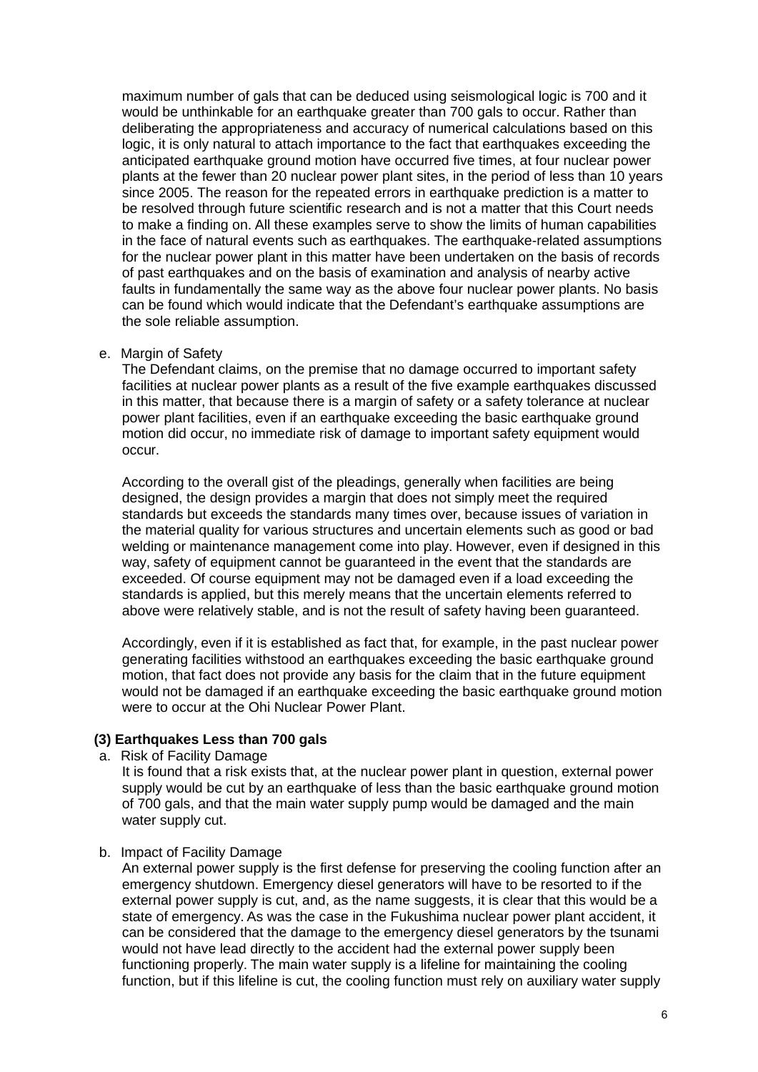maximum number of gals that can be deduced using seismological logic is 700 and it would be unthinkable for an earthquake greater than 700 gals to occur. Rather than deliberating the appropriateness and accuracy of numerical calculations based on this logic, it is only natural to attach importance to the fact that earthquakes exceeding the anticipated earthquake ground motion have occurred five times, at four nuclear power plants at the fewer than 20 nuclear power plant sites, in the period of less than 10 years since 2005. The reason for the repeated errors in earthquake prediction is a matter to be resolved through future scientific research and is not a matter that this Court needs to make a finding on. All these examples serve to show the limits of human capabilities in the face of natural events such as earthquakes. The earthquake-related assumptions for the nuclear power plant in this matter have been undertaken on the basis of records of past earthquakes and on the basis of examination and analysis of nearby active faults in fundamentally the same way as the above four nuclear power plants. No basis can be found which would indicate that the Defendant's earthquake assumptions are the sole reliable assumption.

e. Margin of Safety

The Defendant claims, on the premise that no damage occurred to important safety facilities at nuclear power plants as a result of the five example earthquakes discussed in this matter, that because there is a margin of safety or a safety tolerance at nuclear power plant facilities, even if an earthquake exceeding the basic earthquake ground motion did occur, no immediate risk of damage to important safety equipment would occur.

According to the overall gist of the pleadings, generally when facilities are being designed, the design provides a margin that does not simply meet the required standards but exceeds the standards many times over, because issues of variation in the material quality for various structures and uncertain elements such as good or bad welding or maintenance management come into play. However, even if designed in this way, safety of equipment cannot be guaranteed in the event that the standards are exceeded. Of course equipment may not be damaged even if a load exceeding the standards is applied, but this merely means that the uncertain elements referred to above were relatively stable, and is not the result of safety having been guaranteed.

Accordingly, even if it is established as fact that, for example, in the past nuclear power generating facilities withstood an earthquakes exceeding the basic earthquake ground motion, that fact does not provide any basis for the claim that in the future equipment would not be damaged if an earthquake exceeding the basic earthquake ground motion were to occur at the Ohi Nuclear Power Plant.

**(3) Earthquakes Less than 700 gals**

a. Risk of Facility Damage

It is found that a risk exists that, at the nuclear power plant in question, external power supply would be cut by an earthquake of less than the basic earthquake ground motion of 700 gals, and that the main water supply pump would be damaged and the main water supply cut.

b. Impact of Facility Damage

An external power supply is the first defense for preserving the cooling function after an emergency shutdown. Emergency diesel generators will have to be resorted to if the external power supply is cut, and, as the name suggests, it is clear that this would be a state of emergency. As was the case in the Fukushima nuclear power plant accident, it can be considered that the damage to the emergency diesel generators by the tsunami would not have lead directly to the accident had the external power supply been functioning properly. The main water supply is a lifeline for maintaining the cooling function, but if this lifeline is cut, the cooling function must rely on auxiliary water supply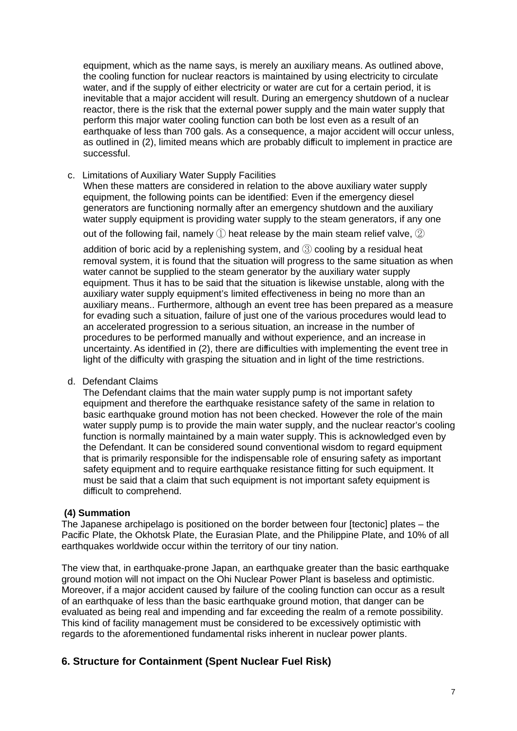equipment, which as the name says, is merely an auxiliary means. As outlined above, the cooling function for nuclear reactors is maintained by using electricity to circulate water, and if the supply of either electricity or water are cut for a certain period, it is inevitable that a major accident will result. During an emergency shutdown of a nuclear reactor, there is the risk that the external power supply and the main water supply that perform this major water cooling function can both be lost even as a result of an earthquake of less than 700 gals. As a consequence, a major accident will occur unless, as outlined in (2), limited means which are probably difficult to implement in practice are successful.

c. Limitations of Auxiliary Water Supply Facilities

When these matters are considered in relation to the above auxiliary water supply equipment, the following points can be identified: Even if the emergency diesel generators are functioning normally after an emergency shutdown and the auxiliary water supply equipment is providing water supply to the steam generators, if any one out of the following fail, namely ① heat release by the main steam relief valve, ② addition of boric acid by a replenishing system, and ③ cooling by a residual heat removal system, it is found that the situation will progress to the same situation as when water cannot be supplied to the steam generator by the auxiliary water supply equipment. Thus it has to be said that the situation is likewise unstable, along with the auxiliary water supply equipment's limited effectiveness in being no more than an auxiliary means.. Furthermore, although an event tree has been prepared as a measure for evading such a situation, failure of just one of the various procedures would lead to an accelerated progression to a serious situation, an increase in the number of procedures to be performed manually and without experience, and an increase in uncertainty. As identified in (2), there are difficulties with implementing the event tree in light of the difficulty with grasping the situation and in light of the time restrictions.

d. Defendant Claims

The Defendant claims that the main water supply pump is not important safety equipment and therefore the earthquake resistance safety of the same in relation to basic earthquake ground motion has not been checked. However the role of the main water supply pump is to provide the main water supply, and the nuclear reactor's cooling function is normally maintained by a main water supply. This is acknowledged even by the Defendant. It can be considered sound conventional wisdom to regard equipment that is primarily responsible for the indispensable role of ensuring safety as important safety equipment and to require earthquake resistance fitting for such equipment. It must be said that a claim that such equipment is not important safety equipment is difficult to comprehend.

### (4) Summation

The Japanese archipelago is positioned on the border between four [tectonic] plates – the Pacific Plate, the Okhotsk Plate, the Eurasian Plate, and the Philippine Plate, and 10% of all earthquakes worldwide occur within the territory of our tiny nation.

The view that, in earthquake-prone Japan, an earthquake greater than the basic earthquake ground motion will not impact on the Ohi Nuclear Power Plant is baseless and optimistic. Moreover, if a major accident caused by failure of the cooling function can occur as a result of an earthquake of less than the basic earthquake ground motion, that danger can be evaluated as being real and impending and far exceeding the realm of a remote possibility. This kind of facility management must be considered to be excessively optimistic with regards to the aforementioned fundamental risks inherent in nuclear power plants.

## 6. Structure for Containment (Spent Nuclear Fuel Risk)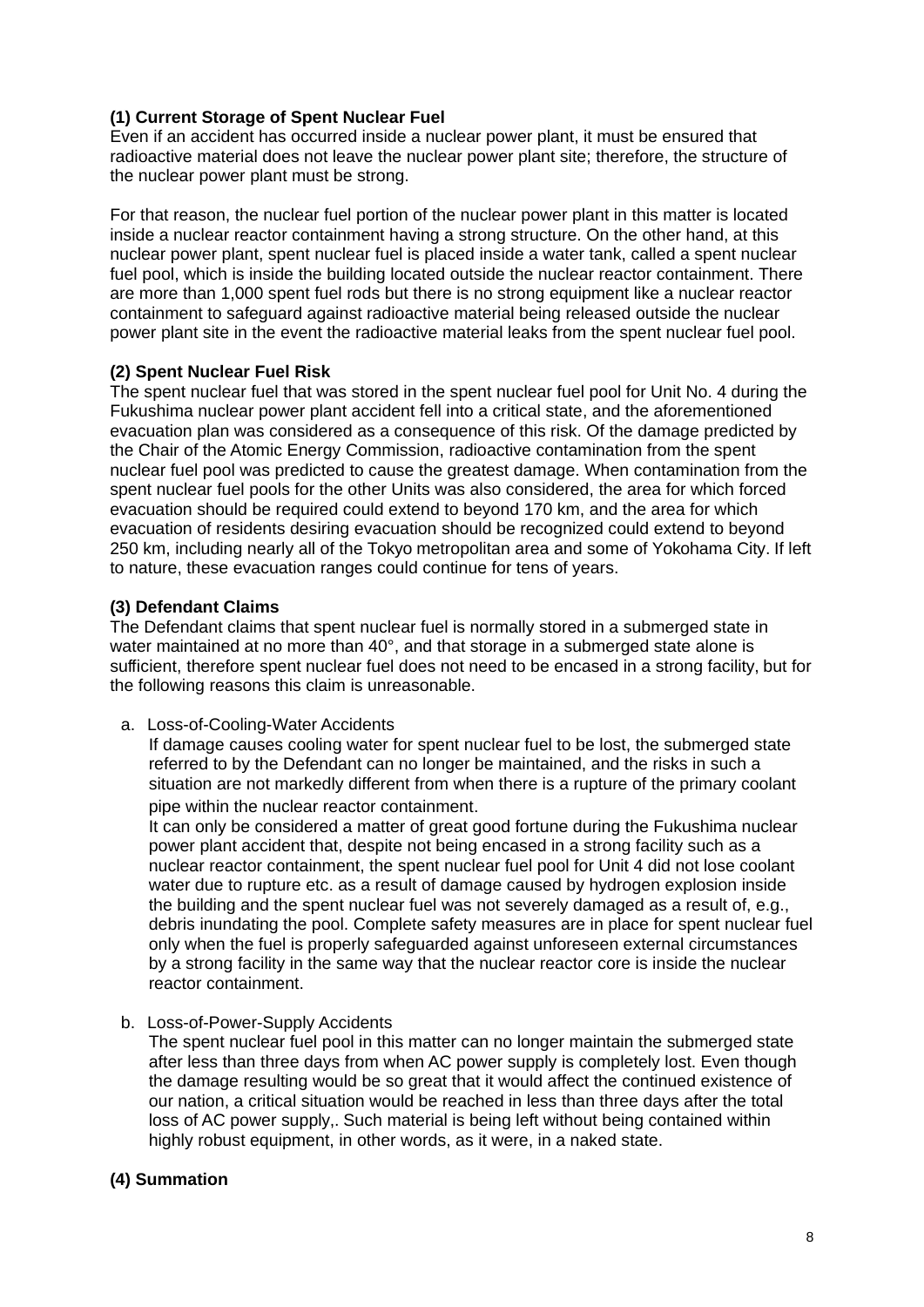**(1) Current Storage of Spent Nuclear Fuel**

Even if an accident has occurred inside a nuclear power plant, it must be ensured that radioactive material does not leave the nuclear power plant site; therefore, the structure of the nuclear power plant must be strong.

For that reason, the nuclear fuel portion of the nuclear power plant in this matter is located inside a nuclear reactor containment having a strong structure. On the other hand, at this nuclear power plant, spent nuclear fuel is placed inside a water tank, called a spent nuclear fuel pool, which is inside the building located outside the nuclear reactor containment. There are more than 1,000 spent fuel rods but there is no strong equipment like a nuclear reactor containment to safeguard against radioactive material being released outside the nuclear power plant site in the event the radioactive material leaks from the spent nuclear fuel pool.

**(2) Spent Nuclear Fuel Risk**

The spent nuclear fuel that was stored in the spent nuclear fuel pool for Unit No. 4 during the Fukushima nuclear power plant accident fell into a critical state, and the aforementioned evacuation plan was considered as a consequence of this risk. Of the damage predicted by the Chair of the Atomic Energy Commission, radioactive contamination from the spent nuclear fuel pool was predicted to cause the greatest damage. When contamination from the spent nuclear fuel pools for the other Units was also considered, the area for which forced evacuation should be required could extend to beyond 170 km, and the area for which evacuation of residents desiring evacuation should be recognized could extend to beyond 250 km, including nearly all of the Tokyo metropolitan area and some of Yokohama City. If left to nature, these evacuation ranges could continue for tens of years.

**(3) Defendant Claims**

The Defendant claims that spent nuclear fuel is normally stored in a submerged state in water maintained at no more than 40°, and that storage in a submerged state alone is sufficient, therefore spent nuclear fuel does not need to be encased in a strong facility, but for the following reasons this claim is unreasonable.

a. Loss-of-Cooling-Water Accidents

If damage causes cooling water for spent nuclear fuel to be lost, the submerged state referred to by the Defendant can no longer be maintained, and the risks in such a situation are not markedly different from when there is a rupture of the primary coolant pipe within the nuclear reactor containment.

It can only be considered a matter of great good fortune during the Fukushima nuclear power plant accident that, despite not being encased in a strong facility such as a nuclear reactor containment, the spent nuclear fuel pool for Unit 4 did not lose coolant water due to rupture etc. as a result of damage caused by hydrogen explosion inside the building and the spent nuclear fuel was not severely damaged as a result of, e.g., debris inundating the pool. Complete safety measures are in place for spent nuclear fuel only when the fuel is properly safeguarded against unforeseen external circumstances by a strong facility in the same way that the nuclear reactor core is inside the nuclear reactor containment.

b. Loss-of-Power-Supply Accidents

The spent nuclear fuel pool in this matter can no longer maintain the submerged state after less than three days from when AC power supply is completely lost. Even though the damage resulting would be so great that it would affect the continued existence of our nation, a critical situation would be reached in less than three days after the total loss of AC power supply,. Such material is being left without being contained within highly robust equipment, in other words, as it were, in a naked state.

**(4) Summation**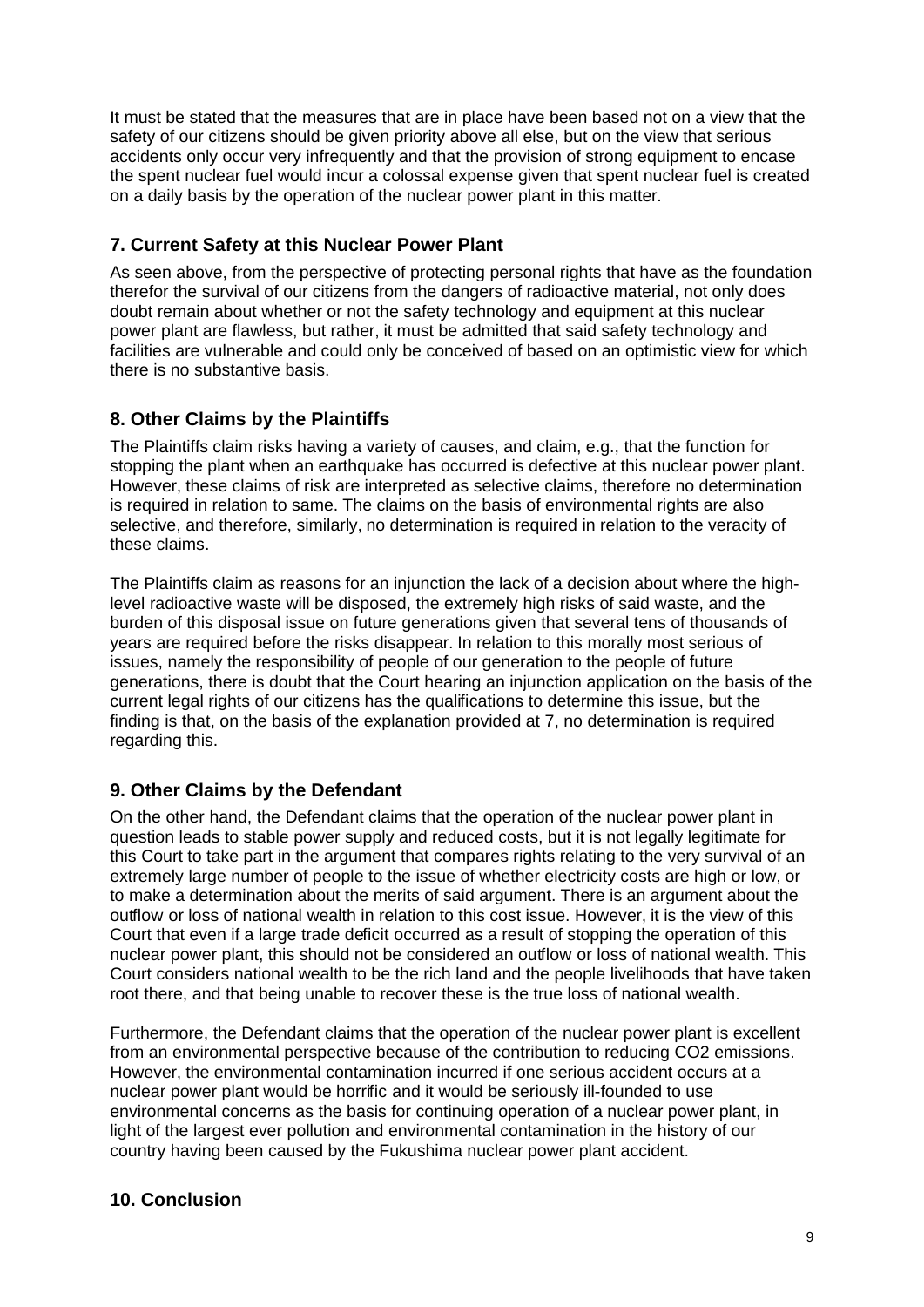It must be stated that the measures that are in place have been based not on a view that the safety of our citizens should be given priority above all else, but on the view that serious accidents only occur very infrequently and that the provision of strong equipment to encase the spent nuclear fuel would incur a colossal expense given that spent nuclear fuel is created on a daily basis by the operation of the nuclear power plant in this matter.

## 7. Current Safety at this Nuclear Power Plant

As seen above, from the perspective of protecting personal rights that have as the foundation therefor the survival of our citizens from the dangers of radioactive material, not only does doubt remain about whether or not the safety technology and equipment at this nuclear power plant are flawless, but rather, it must be admitted that said safety technology and facilities are vulnerable and could only be conceived of based on an optimistic view for which there is no substantive basis.

## 8. Other Claims by the Plaintiffs

The Plaintiffs claim risks having a variety of causes, and claim, e.g., that the function for stopping the plant when an earthquake has occurred is defective at this nuclear power plant. However, these claims of risk are interpreted as selective claims, therefore no determination is required in relation to same. The claims on the basis of environmental rights are also selective, and therefore, similarly, no determination is required in relation to the veracity of these claims.

The Plaintiffs claim as reasons for an injunction the lack of a decision about where the high-level radioactive waste will be disposed, the extremely high risks of said waste, and the burden of this disposal issue on future generations given that several tens of thousands of years are required before the risks disappear. In relation to this morally most serious of issues, namely the responsibility of people of our generation to the people of future generations, there is doubt that the Court hearing an injunction application on the basis of the current legal rights of our citizens has the qualifications to determine this issue, but the finding is that, on the basis of the explanation provided at 7, no determination is required regarding this.

## 9. Other Claims by the Defendant

On the other hand, the Defendant claims that the operation of the nuclear power plant in question leads to stable power supply and reduced costs, but it is not legally legitimate for this Court to take part in the argument that compares rights relating to the very survival of an extremely large number of people to the issue of whether electricity costs are high or low, or to make a determination about the merits of said argument. There is an argument about the outflow or loss of national wealth in relation to this cost issue. However, it is the view of this Court that even if a large trade deficit occurred as a result of stopping the operation of this nuclear power plant, this should not be considered an outflow or loss of national wealth. This Court considers national wealth to be the rich land and the people livelihoods that have taken root there, and that being unable to recover these is the true loss of national wealth.

Furthermore, the Defendant claims that the operation of the nuclear power plant is excellent from an environmental perspective because of the contribution to reducing $CO_2$ emissions. However, the environmental contamination incurred if one serious accident occurs at a nuclear power plant would be horrific and it would be seriously ill-founded to use environmental concerns as the basis for continuing operation of a nuclear power plant, in light of the largest ever pollution and environmental contamination in the history of our country having been caused by the Fukushima nuclear power plant accident.

## 10. Conclusion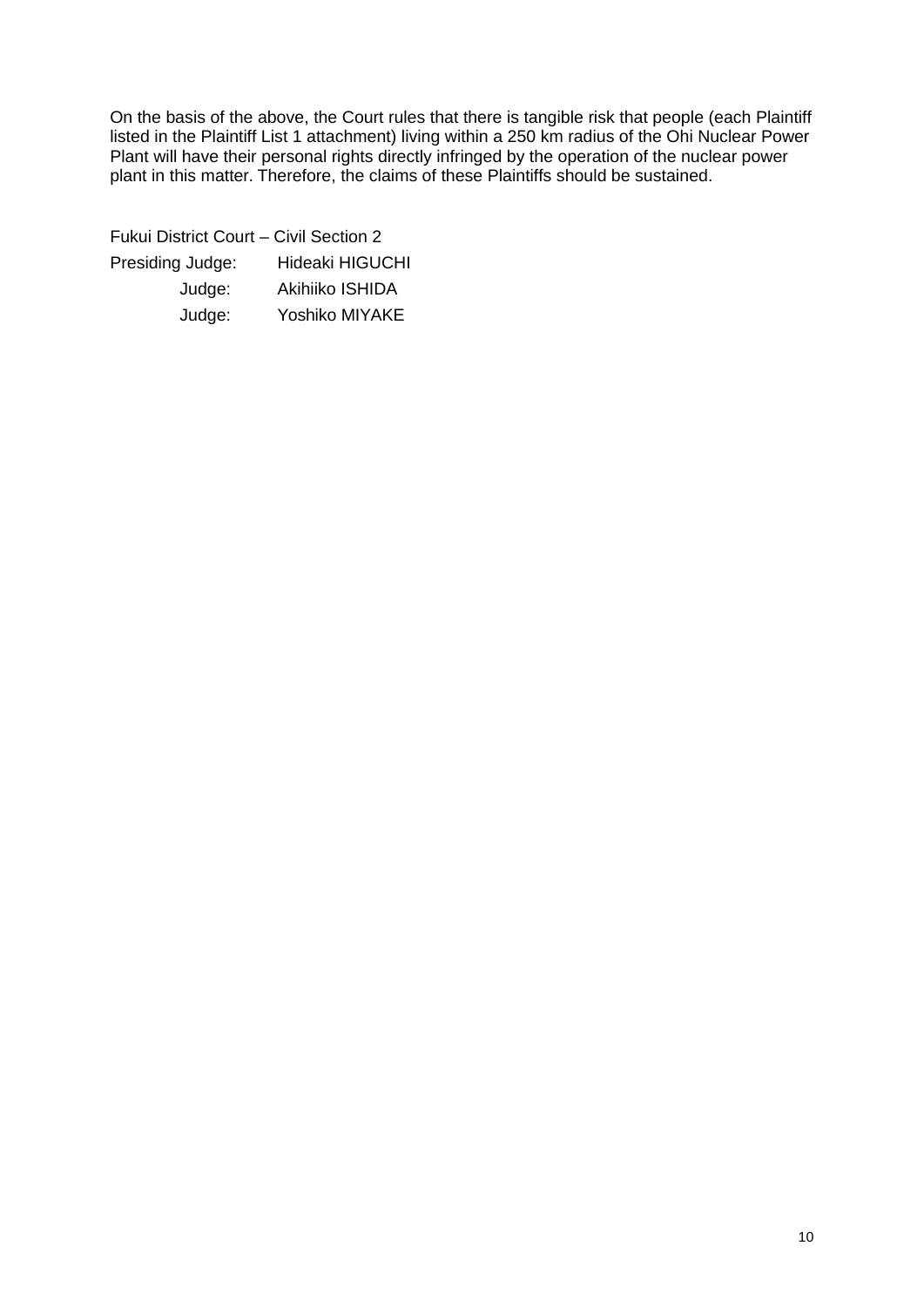On the basis of the above, the Court rules that there is tangible risk that people (each Plaintiff listed in the Plaintiff List 1 attachment) living within a 250 km radius of the Ohi Nuclear Power Plant will have their personal rights directly infringed by the operation of the nuclear power plant in this matter. Therefore, the claims of these Plaintiffs should be sustained.

Fukui District Court – Civil Section 2

Presiding Judge: Hideaki HIGUCHI

Judge: Akihiiko ISHIDA

Judge: Yoshiko MIYAKE